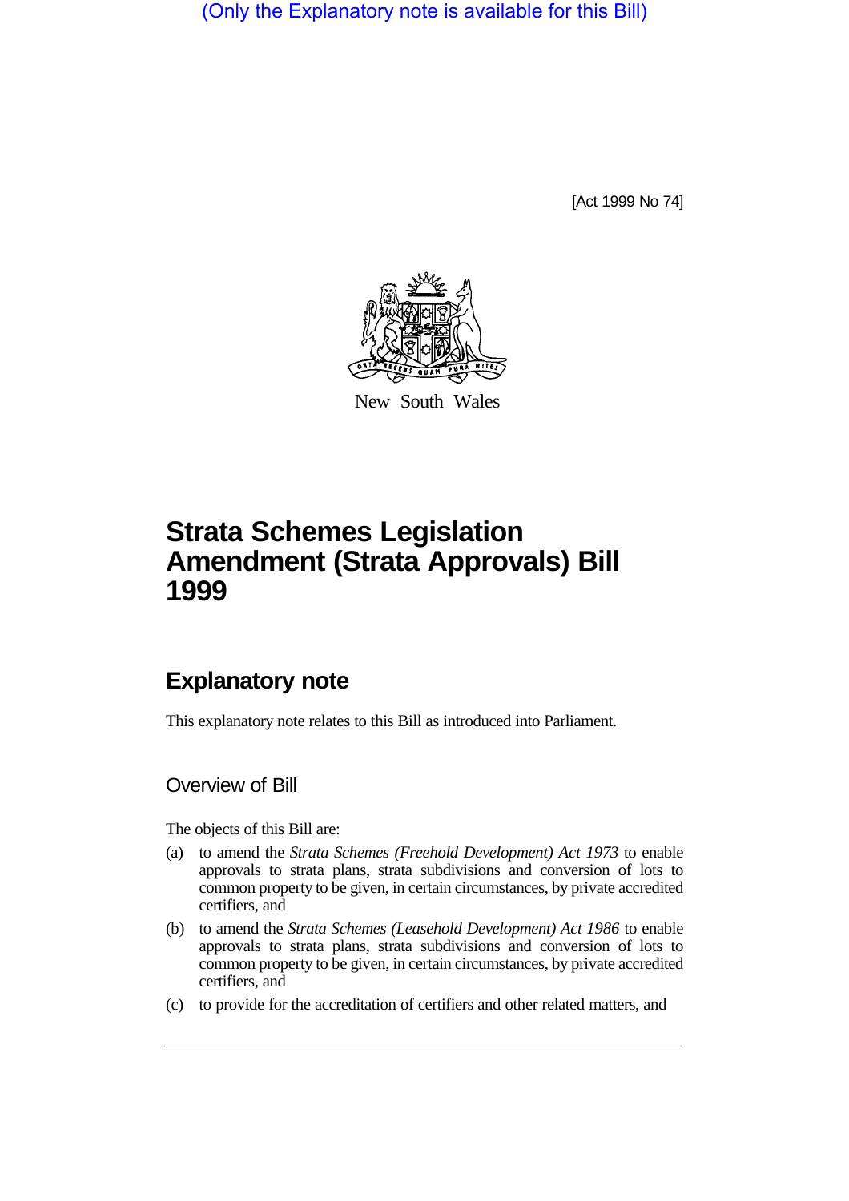(Only the Explanatory note is available for this Bill)

[Act 1999 No 74]

New South Wales

# Strata Schemes Legislation Amendment (Strata Approvals) Bill 1999

## Explanatory note

This explanatory note relates to this Bill as introduced into Parliament.

### Overview of Bill

The objects of this Bill are:

(a) to amend the *Strata Schemes (Freehold Development) Act 1973* to enable approvals to strata plans, strata subdivisions and conversion of lots to common property to be given, in certain circumstances, by private accredited certifiers, and

(b) to amend the *Strata Schemes (Leasehold Development) Act 1986* to enable approvals to strata plans, strata subdivisions and conversion of lots to common property to be given, in certain circumstances, by private accredited certifiers, and

(c) to provide for the accreditation of certifiers and other related matters, and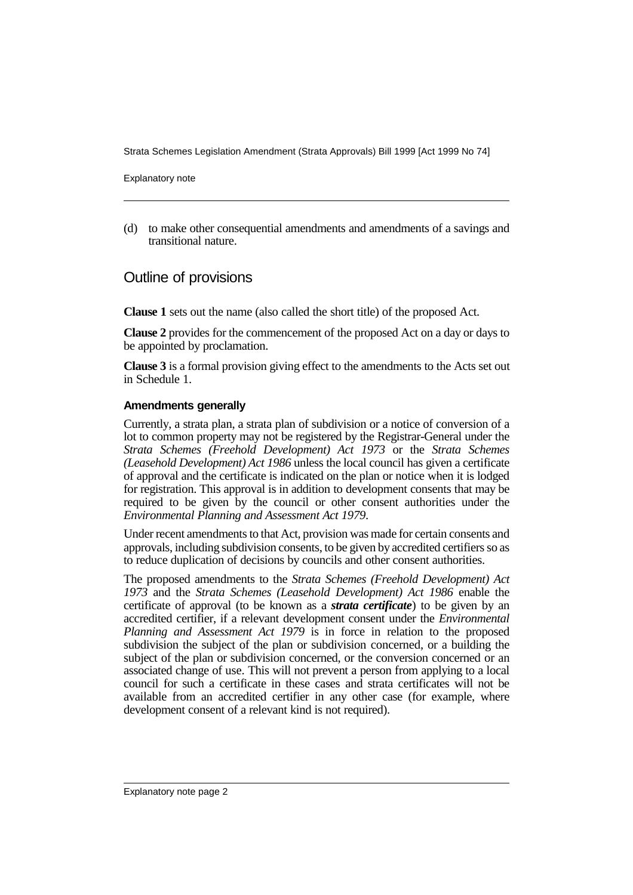(d) to make other consequential amendments and amendments of a savings and transitional nature.

## Outline of provisions

**Clause 1** sets out the name (also called the short title) of the proposed Act.

**Clause 2** provides for the commencement of the proposed Act on a day or days to be appointed by proclamation.

**Clause 3** is a formal provision giving effect to the amendments to the Acts set out in Schedule 1.

### Amendments generally

Currently, a strata plan, a strata plan of subdivision or a notice of conversion of a lot to common property may not be registered by the Registrar-General under the *Strata Schemes (Freehold Development) Act 1973* or the *Strata Schemes (Leasehold Development) Act 1986* unless the local council has given a certificate of approval and the certificate is indicated on the plan or notice when it is lodged for registration. This approval is in addition to development consents that may be required to be given by the council or other consent authorities under the *Environmental Planning and Assessment Act 1979*.

Under recent amendments to that Act, provision was made for certain consents and approvals, including subdivision consents, to be given by accredited certifiers so as to reduce duplication of decisions by councils and other consent authorities.

The proposed amendments to the *Strata Schemes (Freehold Development) Act 1973* and the *Strata Schemes (Leasehold Development) Act 1986* enable the certificate of approval (to be known as a ***strata certificate***) to be given by an accredited certifier, if a relevant development consent under the *Environmental Planning and Assessment Act 1979* is in force in relation to the proposed subdivision the subject of the plan or subdivision concerned, or a building the subject of the plan or subdivision concerned, or the conversion concerned or an associated change of use. This will not prevent a person from applying to a local council for such a certificate in these cases and strata certificates will not be available from an accredited certifier in any other case (for example, where development consent of a relevant kind is not required).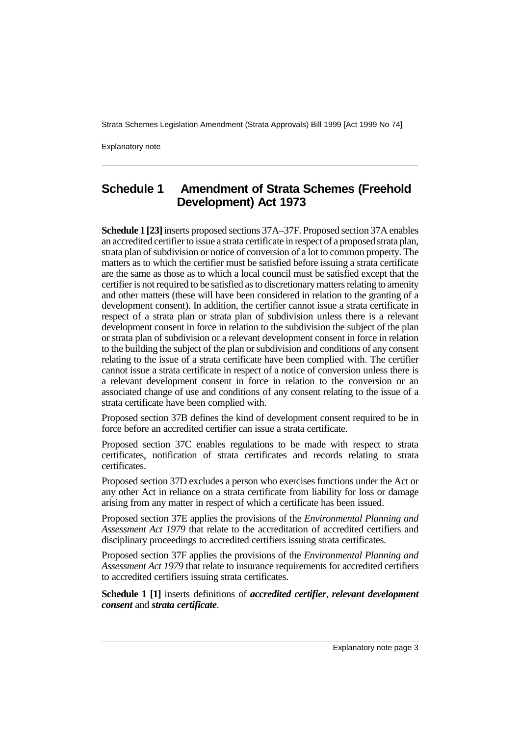## Schedule 1 Amendment of Strata Schemes (Freehold Development) Act 1973

**Schedule 1 [23]** inserts proposed sections 37A–37F. Proposed section 37A enables an accredited certifier to issue a strata certificate in respect of a proposed strata plan, strata plan of subdivision or notice of conversion of a lot to common property. The matters as to which the certifier must be satisfied before issuing a strata certificate are the same as those as to which a local council must be satisfied except that the certifier is not required to be satisfied as to discretionary matters relating to amenity and other matters (these will have been considered in relation to the granting of a development consent). In addition, the certifier cannot issue a strata certificate in respect of a strata plan or strata plan of subdivision unless there is a relevant development consent in force in relation to the subdivision the subject of the plan or strata plan of subdivision or a relevant development consent in force in relation to the building the subject of the plan or subdivision and conditions of any consent relating to the issue of a strata certificate have been complied with. The certifier cannot issue a strata certificate in respect of a notice of conversion unless there is a relevant development consent in force in relation to the conversion or an associated change of use and conditions of any consent relating to the issue of a strata certificate have been complied with.

Proposed section 37B defines the kind of development consent required to be in force before an accredited certifier can issue a strata certificate.

Proposed section 37C enables regulations to be made with respect to strata certificates, notification of strata certificates and records relating to strata certificates.

Proposed section 37D excludes a person who exercises functions under the Act or any other Act in reliance on a strata certificate from liability for loss or damage arising from any matter in respect of which a certificate has been issued.

Proposed section 37E applies the provisions of the *Environmental Planning and Assessment Act 1979* that relate to the accreditation of accredited certifiers and disciplinary proceedings to accredited certifiers issuing strata certificates.

Proposed section 37F applies the provisions of the *Environmental Planning and Assessment Act 1979* that relate to insurance requirements for accredited certifiers to accredited certifiers issuing strata certificates.

**Schedule 1 [1]** inserts definitions of ***accredited certifier***, ***relevant development consent*** and ***strata certificate***.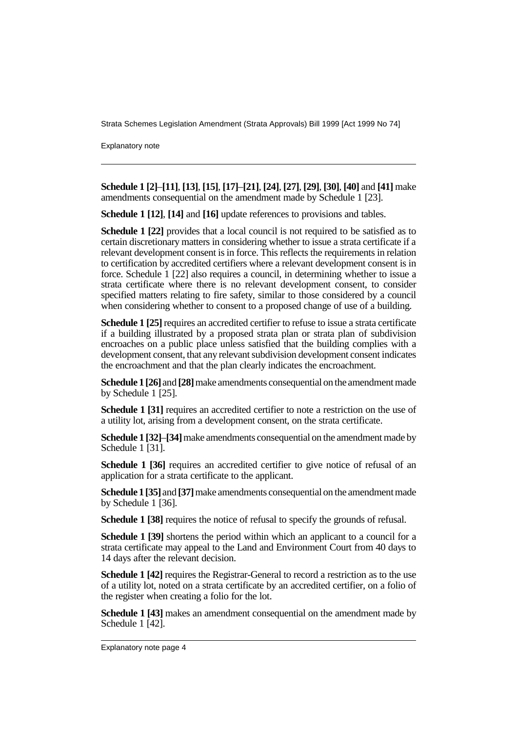**Schedule 1 [2]–[11]**, **[13]**, **[15]**, **[17]–[21]**, **[24]**, **[27]**, **[29]**, **[30]**, **[40]** and **[41]** make amendments consequential on the amendment made by Schedule 1 [23].

**Schedule 1 [12]**, **[14]** and **[16]** update references to provisions and tables.

**Schedule 1 [22]** provides that a local council is not required to be satisfied as to certain discretionary matters in considering whether to issue a strata certificate if a relevant development consent is in force. This reflects the requirements in relation to certification by accredited certifiers where a relevant development consent is in force. Schedule 1 [22] also requires a council, in determining whether to issue a strata certificate where there is no relevant development consent, to consider specified matters relating to fire safety, similar to those considered by a council when considering whether to consent to a proposed change of use of a building.

**Schedule 1 [25]** requires an accredited certifier to refuse to issue a strata certificate if a building illustrated by a proposed strata plan or strata plan of subdivision encroaches on a public place unless satisfied that the building complies with a development consent, that any relevant subdivision development consent indicates the encroachment and that the plan clearly indicates the encroachment.

**Schedule 1 [26]** and **[28]** make amendments consequential on the amendment made by Schedule 1 [25].

**Schedule 1 [31]** requires an accredited certifier to note a restriction on the use of a utility lot, arising from a development consent, on the strata certificate.

**Schedule 1 [32]–[34]** make amendments consequential on the amendment made by Schedule 1 [31].

**Schedule 1 [36]** requires an accredited certifier to give notice of refusal of an application for a strata certificate to the applicant.

**Schedule 1 [35]** and **[37]** make amendments consequential on the amendment made by Schedule 1 [36].

**Schedule 1 [38]** requires the notice of refusal to specify the grounds of refusal.

**Schedule 1 [39]** shortens the period within which an applicant to a council for a strata certificate may appeal to the Land and Environment Court from 40 days to 14 days after the relevant decision.

**Schedule 1 [42]** requires the Registrar-General to record a restriction as to the use of a utility lot, noted on a strata certificate by an accredited certifier, on a folio of the register when creating a folio for the lot.

**Schedule 1 [43]** makes an amendment consequential on the amendment made by Schedule 1 [42].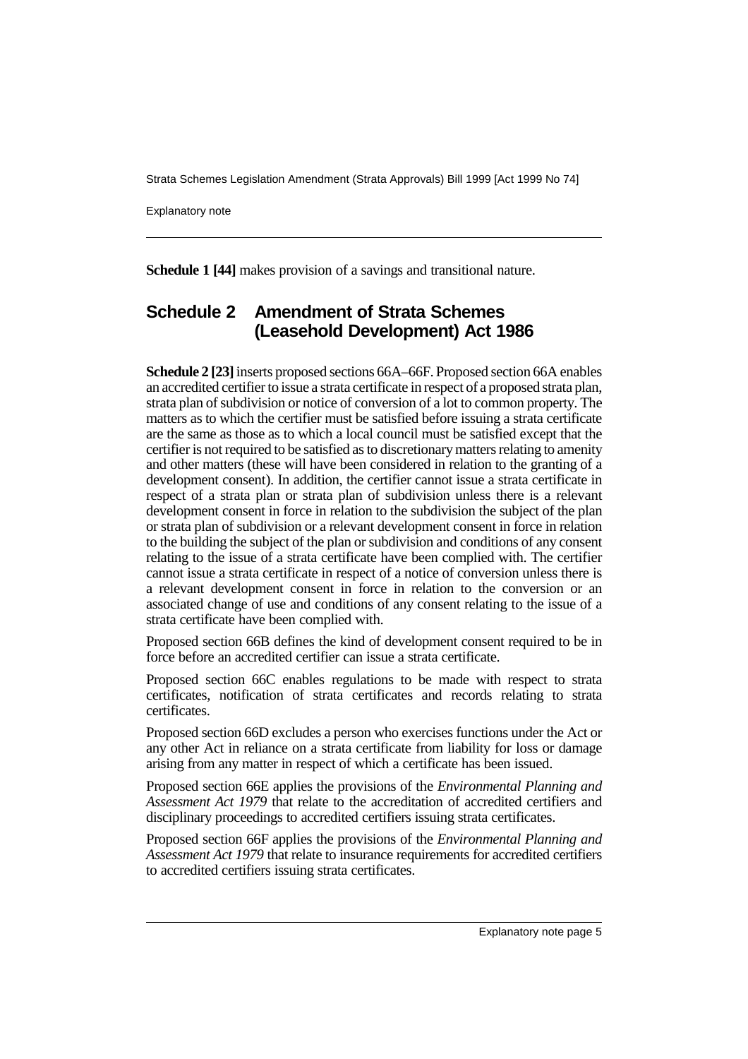**Schedule 1 [44]** makes provision of a savings and transitional nature.

## Schedule 2 Amendment of Strata Schemes (Leasehold Development) Act 1986

**Schedule 2 [23]** inserts proposed sections 66A–66F. Proposed section 66A enables an accredited certifier to issue a strata certificate in respect of a proposed strata plan, strata plan of subdivision or notice of conversion of a lot to common property. The matters as to which the certifier must be satisfied before issuing a strata certificate are the same as those as to which a local council must be satisfied except that the certifier is not required to be satisfied as to discretionary matters relating to amenity and other matters (these will have been considered in relation to the granting of a development consent). In addition, the certifier cannot issue a strata certificate in respect of a strata plan or strata plan of subdivision unless there is a relevant development consent in force in relation to the subdivision the subject of the plan or strata plan of subdivision or a relevant development consent in force in relation to the building the subject of the plan or subdivision and conditions of any consent relating to the issue of a strata certificate have been complied with. The certifier cannot issue a strata certificate in respect of a notice of conversion unless there is a relevant development consent in force in relation to the conversion or an associated change of use and conditions of any consent relating to the issue of a strata certificate have been complied with.

Proposed section 66B defines the kind of development consent required to be in force before an accredited certifier can issue a strata certificate.

Proposed section 66C enables regulations to be made with respect to strata certificates, notification of strata certificates and records relating to strata certificates.

Proposed section 66D excludes a person who exercises functions under the Act or any other Act in reliance on a strata certificate from liability for loss or damage arising from any matter in respect of which a certificate has been issued.

Proposed section 66E applies the provisions of the *Environmental Planning and Assessment Act 1979* that relate to the accreditation of accredited certifiers and disciplinary proceedings to accredited certifiers issuing strata certificates.

Proposed section 66F applies the provisions of the *Environmental Planning and Assessment Act 1979* that relate to insurance requirements for accredited certifiers to accredited certifiers issuing strata certificates.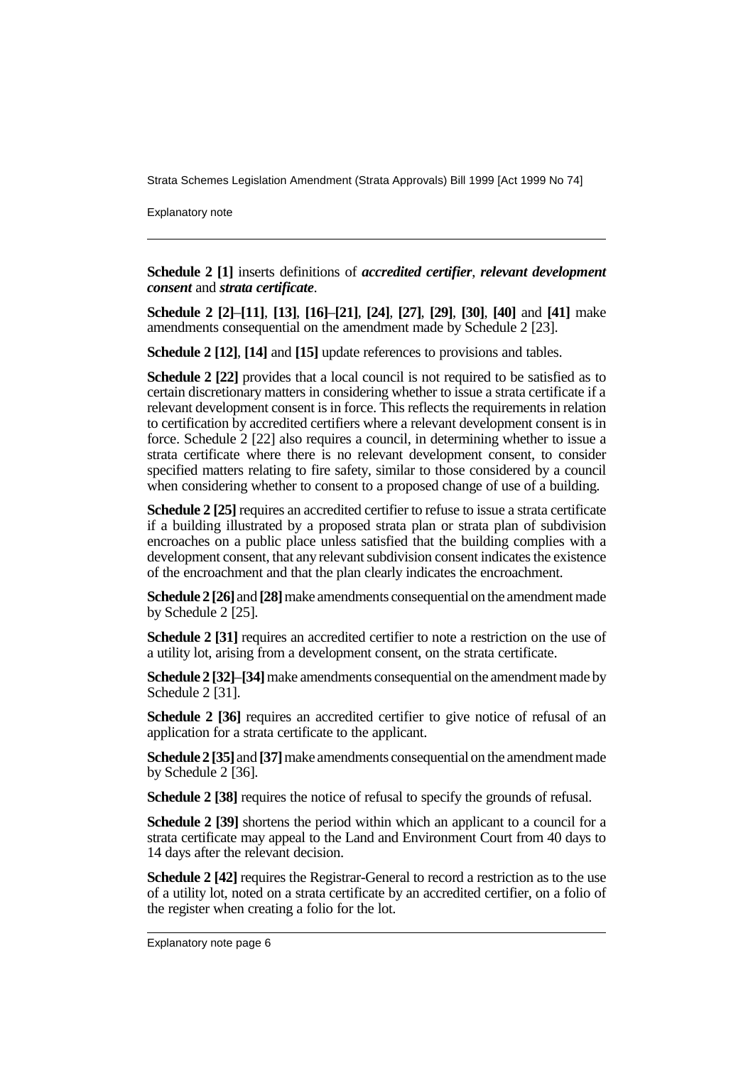**Schedule 2 [1]** inserts definitions of ***accredited certifier***, ***relevant development consent*** and ***strata certificate***.

**Schedule 2 [2]**–**[11]**, **[13]**, **[16]**–**[21]**, **[24]**, **[27]**, **[29]**, **[30]**, **[40]** and **[41]** make amendments consequential on the amendment made by Schedule 2 [23].

**Schedule 2 [12]**, **[14]** and **[15]** update references to provisions and tables.

**Schedule 2 [22]** provides that a local council is not required to be satisfied as to certain discretionary matters in considering whether to issue a strata certificate if a relevant development consent is in force. This reflects the requirements in relation to certification by accredited certifiers where a relevant development consent is in force. Schedule 2 [22] also requires a council, in determining whether to issue a strata certificate where there is no relevant development consent, to consider specified matters relating to fire safety, similar to those considered by a council when considering whether to consent to a proposed change of use of a building.

**Schedule 2 [25]** requires an accredited certifier to refuse to issue a strata certificate if a building illustrated by a proposed strata plan or strata plan of subdivision encroaches on a public place unless satisfied that the building complies with a development consent, that any relevant subdivision consent indicates the existence of the encroachment and that the plan clearly indicates the encroachment.

**Schedule 2 [26]** and **[28]** make amendments consequential on the amendment made by Schedule 2 [25].

**Schedule 2 [31]** requires an accredited certifier to note a restriction on the use of a utility lot, arising from a development consent, on the strata certificate.

**Schedule 2 [32]**–**[34]** make amendments consequential on the amendment made by Schedule 2 [31].

**Schedule 2 [36]** requires an accredited certifier to give notice of refusal of an application for a strata certificate to the applicant.

**Schedule 2 [35]** and **[37]** make amendments consequential on the amendment made by Schedule 2 [36].

**Schedule 2 [38]** requires the notice of refusal to specify the grounds of refusal.

**Schedule 2 [39]** shortens the period within which an applicant to a council for a strata certificate may appeal to the Land and Environment Court from 40 days to 14 days after the relevant decision.

**Schedule 2 [42]** requires the Registrar-General to record a restriction as to the use of a utility lot, noted on a strata certificate by an accredited certifier, on a folio of the register when creating a folio for the lot.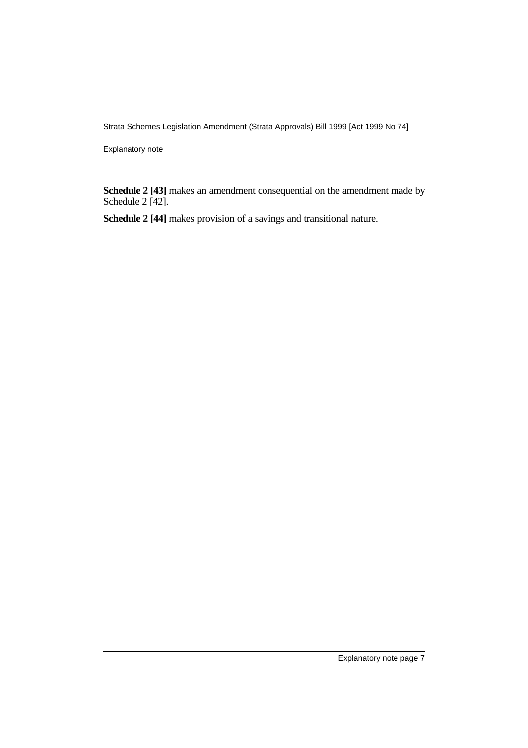**Schedule 2 [43]** makes an amendment consequential on the amendment made by Schedule 2 [42].

**Schedule 2 [44]** makes provision of a savings and transitional nature.